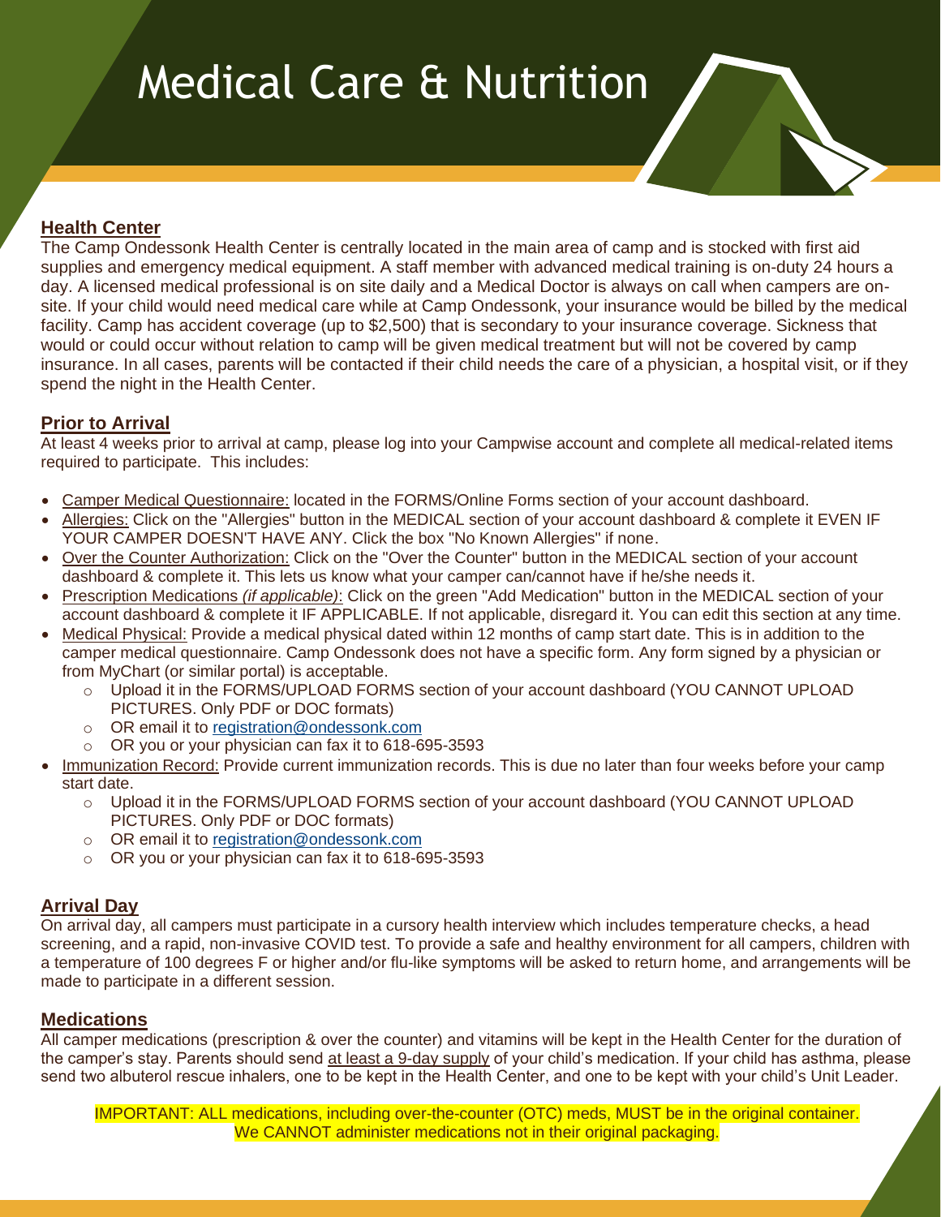# Medical Care & Nutrition

## Health Center

The Camp Ondessonk Health Center is centrally located in the main area of camp and is stocked with first aid supplies and emergency medical equipment. A staff member with advanced medical training is on-duty 24 hours a day. A licensed medical professional is on site daily and a Medical Doctor is always on call when campers are on-site. If your child would need medical care while at Camp Ondessonk, your insurance would be billed by the medical facility. Camp has accident coverage (up to $2,500) that is secondary to your insurance coverage. Sickness that would or could occur without relation to camp will be given medical treatment but will not be covered by camp insurance. In all cases, parents will be contacted if their child needs the care of a physician, a hospital visit, or if they spend the night in the Health Center.

## Prior to Arrival

At least 4 weeks prior to arrival at camp, please log into your Campwise account and complete all medical-related items required to participate. This includes:

- Camper Medical Questionnaire: located in the FORMS/Online Forms section of your account dashboard.
- Allergies: Click on the "Allergies" button in the MEDICAL section of your account dashboard & complete it EVEN IF YOUR CAMPER DOESN'T HAVE ANY. Click the box "No Known Allergies" if none.
- Over the Counter Authorization: Click on the "Over the Counter" button in the MEDICAL section of your account dashboard & complete it. This lets us know what your camper can/cannot have if he/she needs it.
- Prescription Medications *(if applicable)*: Click on the green "Add Medication" button in the MEDICAL section of your account dashboard & complete it IF APPLICABLE. If not applicable, disregard it. You can edit this section at any time.
- Medical Physical: Provide a medical physical dated within 12 months of camp start date. This is in addition to the camper medical questionnaire. Camp Ondessonk does not have a specific form. Any form signed by a physician or from MyChart (or similar portal) is acceptable.
  - Upload it in the FORMS/UPLOAD FORMS section of your account dashboard (YOU CANNOT UPLOAD PICTURES. Only PDF or DOC formats)
  - OR email it to registration@ondessonk.com
  - OR you or your physician can fax it to 618-695-3593
- Immunization Record: Provide current immunization records. This is due no later than four weeks before your camp start date.
  - Upload it in the FORMS/UPLOAD FORMS section of your account dashboard (YOU CANNOT UPLOAD PICTURES. Only PDF or DOC formats)
  - OR email it to registration@ondessonk.com
  - OR you or your physician can fax it to 618-695-3593

## Arrival Day

On arrival day, all campers must participate in a cursory health interview which includes temperature checks, a head screening, and a rapid, non-invasive COVID test. To provide a safe and healthy environment for all campers, children with a temperature of 100 degrees F or higher and/or flu-like symptoms will be asked to return home, and arrangements will be made to participate in a different session.

## Medications

All camper medications (prescription & over the counter) and vitamins will be kept in the Health Center for the duration of the camper's stay. Parents should send at least a 9-day supply of your child's medication. If your child has asthma, please send two albuterol rescue inhalers, one to be kept in the Health Center, and one to be kept with your child's Unit Leader.

IMPORTANT: ALL medications, including over-the-counter (OTC) meds, MUST be in the original container. We CANNOT administer medications not in their original packaging.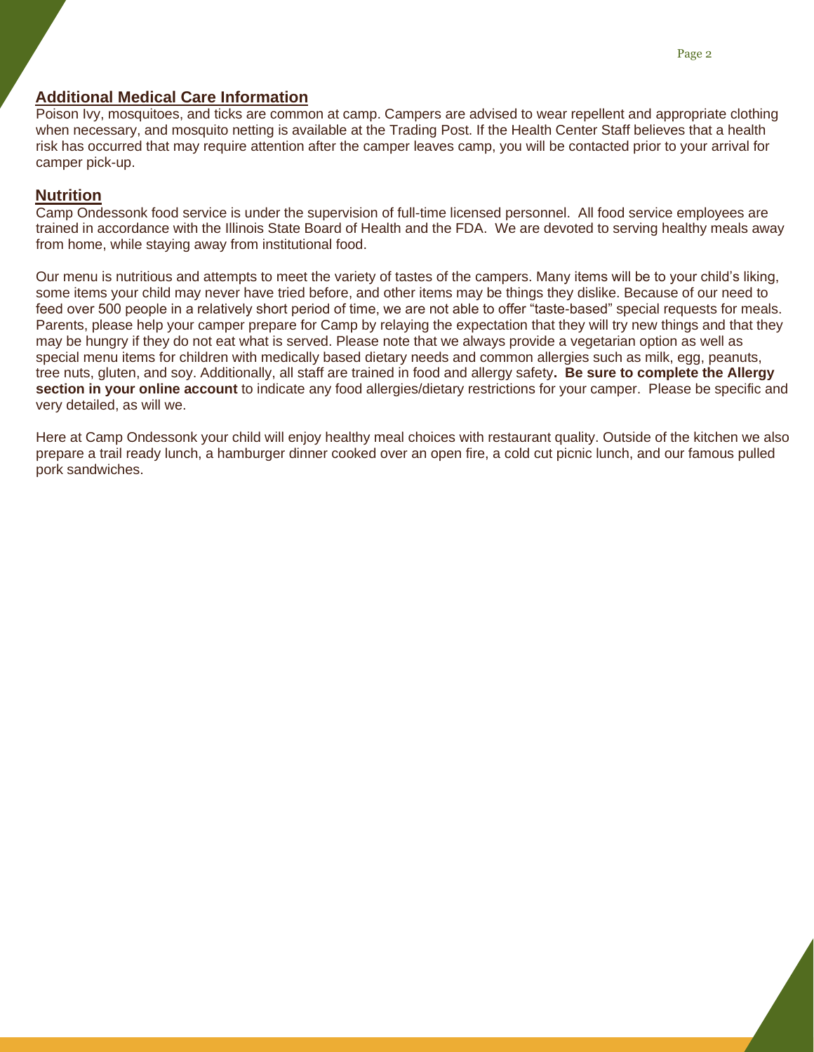## Additional Medical Care Information

Poison Ivy, mosquitoes, and ticks are common at camp. Campers are advised to wear repellent and appropriate clothing when necessary, and mosquito netting is available at the Trading Post. If the Health Center Staff believes that a health risk has occurred that may require attention after the camper leaves camp, you will be contacted prior to your arrival for camper pick-up.

## Nutrition

Camp Ondessonk food service is under the supervision of full-time licensed personnel. All food service employees are trained in accordance with the Illinois State Board of Health and the FDA. We are devoted to serving healthy meals away from home, while staying away from institutional food.

Our menu is nutritious and attempts to meet the variety of tastes of the campers. Many items will be to your child's liking, some items your child may never have tried before, and other items may be things they dislike. Because of our need to feed over 500 people in a relatively short period of time, we are not able to offer "taste-based" special requests for meals. Parents, please help your camper prepare for Camp by relaying the expectation that they will try new things and that they may be hungry if they do not eat what is served. Please note that we always provide a vegetarian option as well as special menu items for children with medically based dietary needs and common allergies such as milk, egg, peanuts, tree nuts, gluten, and soy. Additionally, all staff are trained in food and allergy safety**. Be sure to complete the Allergy section in your online account** to indicate any food allergies/dietary restrictions for your camper. Please be specific and very detailed, as will we.

Here at Camp Ondessonk your child will enjoy healthy meal choices with restaurant quality. Outside of the kitchen we also prepare a trail ready lunch, a hamburger dinner cooked over an open fire, a cold cut picnic lunch, and our famous pulled pork sandwiches.